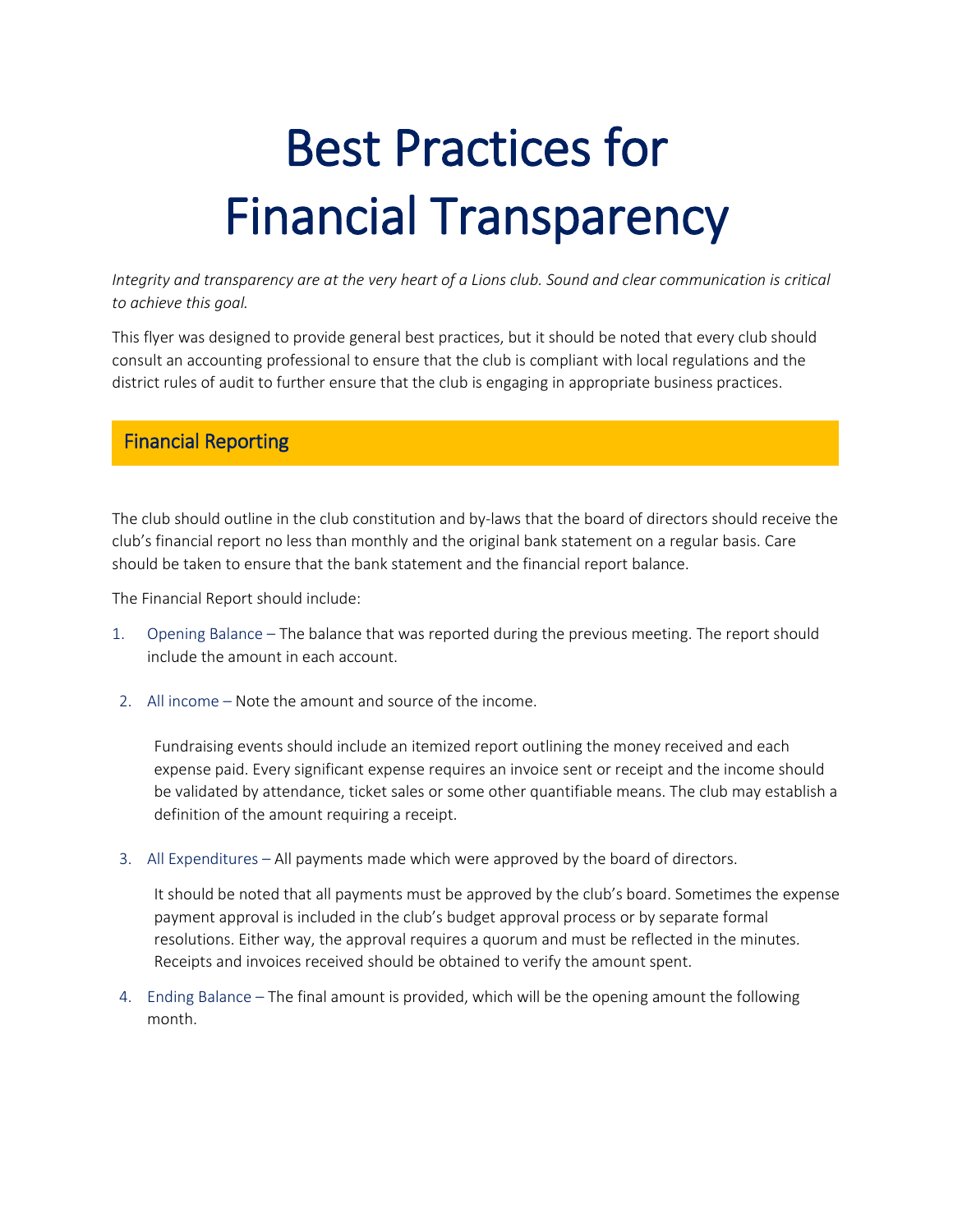# Best Practices for Financial Transparency

*Integrity and transparency are at the very heart of a Lions club. Sound and clear communication is critical to achieve this goal.*

This flyer was designed to provide general best practices, but it should be noted that every club should consult an accounting professional to ensure that the club is compliant with local regulations and the district rules of audit to further ensure that the club is engaging in appropriate business practices.

## Financial Reporting

The club should outline in the club constitution and by-laws that the board of directors should receive the club's financial report no less than monthly and the original bank statement on a regular basis. Care should be taken to ensure that the bank statement and the financial report balance.

The Financial Report should include:

1. Opening Balance – The balance that was reported during the previous meeting. The report should include the amount in each account.

2. All income – Note the amount and source of the income.

   Fundraising events should include an itemized report outlining the money received and each expense paid. Every significant expense requires an invoice sent or receipt and the income should be validated by attendance, ticket sales or some other quantifiable means. The club may establish a definition of the amount requiring a receipt.

3. All Expenditures – All payments made which were approved by the board of directors.

   It should be noted that all payments must be approved by the club's board. Sometimes the expense payment approval is included in the club's budget approval process or by separate formal resolutions. Either way, the approval requires a quorum and must be reflected in the minutes. Receipts and invoices received should be obtained to verify the amount spent.

4. Ending Balance – The final amount is provided, which will be the opening amount the following month.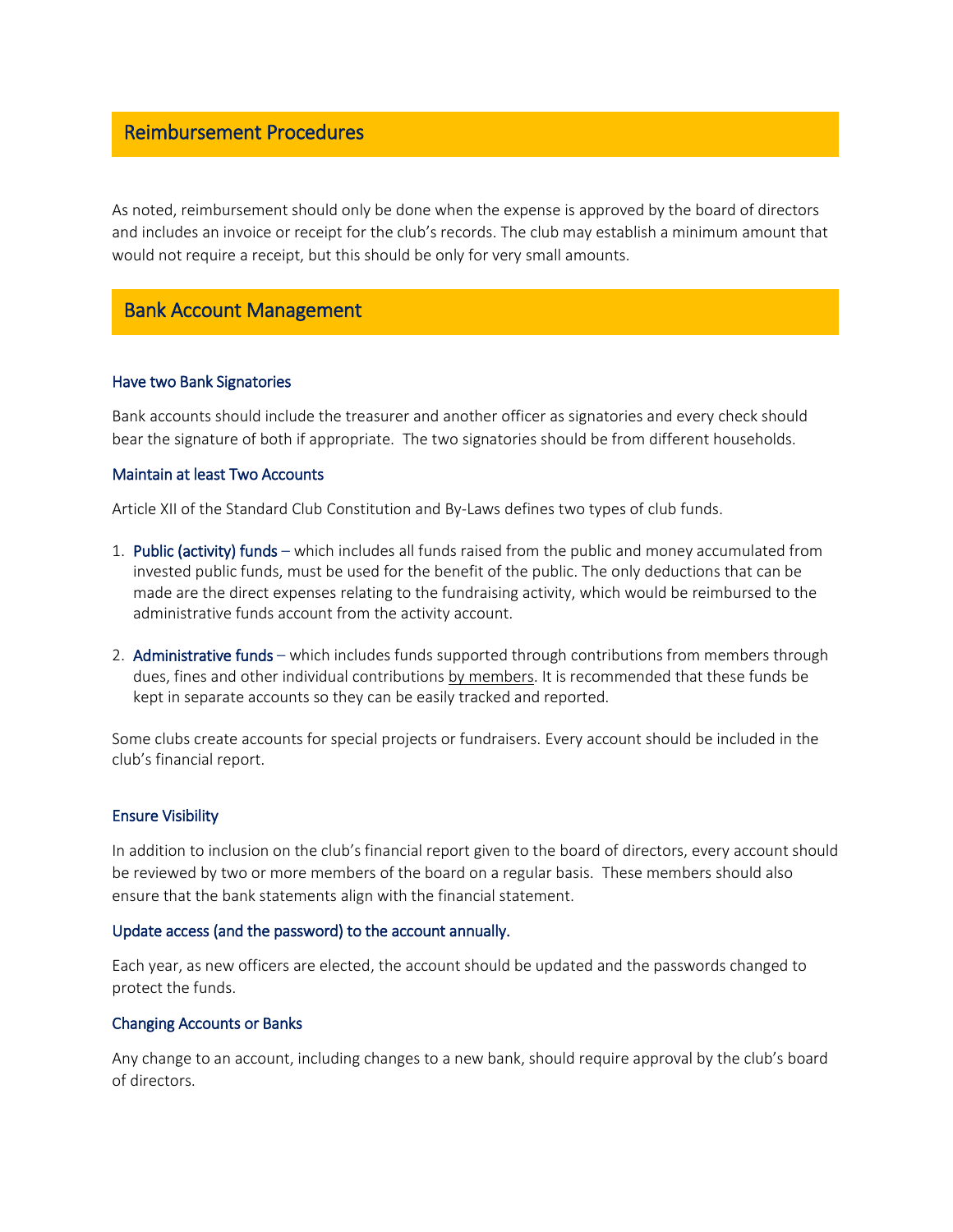## Reimbursement Procedures

As noted, reimbursement should only be done when the expense is approved by the board of directors and includes an invoice or receipt for the club's records. The club may establish a minimum amount that would not require a receipt, but this should be only for very small amounts.

## Bank Account Management

### Have two Bank Signatories

Bank accounts should include the treasurer and another officer as signatories and every check should bear the signature of both if appropriate. The two signatories should be from different households.

### Maintain at least Two Accounts

Article XII of the Standard Club Constitution and By-Laws defines two types of club funds.

1. **Public (activity) funds** – which includes all funds raised from the public and money accumulated from invested public funds, must be used for the benefit of the public. The only deductions that can be made are the direct expenses relating to the fundraising activity, which would be reimbursed to the administrative funds account from the activity account.

2. **Administrative funds** – which includes funds supported through contributions from members through dues, fines and other individual contributions <u>by members</u>. It is recommended that these funds be kept in separate accounts so they can be easily tracked and reported.

Some clubs create accounts for special projects or fundraisers. Every account should be included in the club's financial report.

### Ensure Visibility

In addition to inclusion on the club's financial report given to the board of directors, every account should be reviewed by two or more members of the board on a regular basis. These members should also ensure that the bank statements align with the financial statement.

### Update access (and the password) to the account annually.

Each year, as new officers are elected, the account should be updated and the passwords changed to protect the funds.

### Changing Accounts or Banks

Any change to an account, including changes to a new bank, should require approval by the club's board of directors.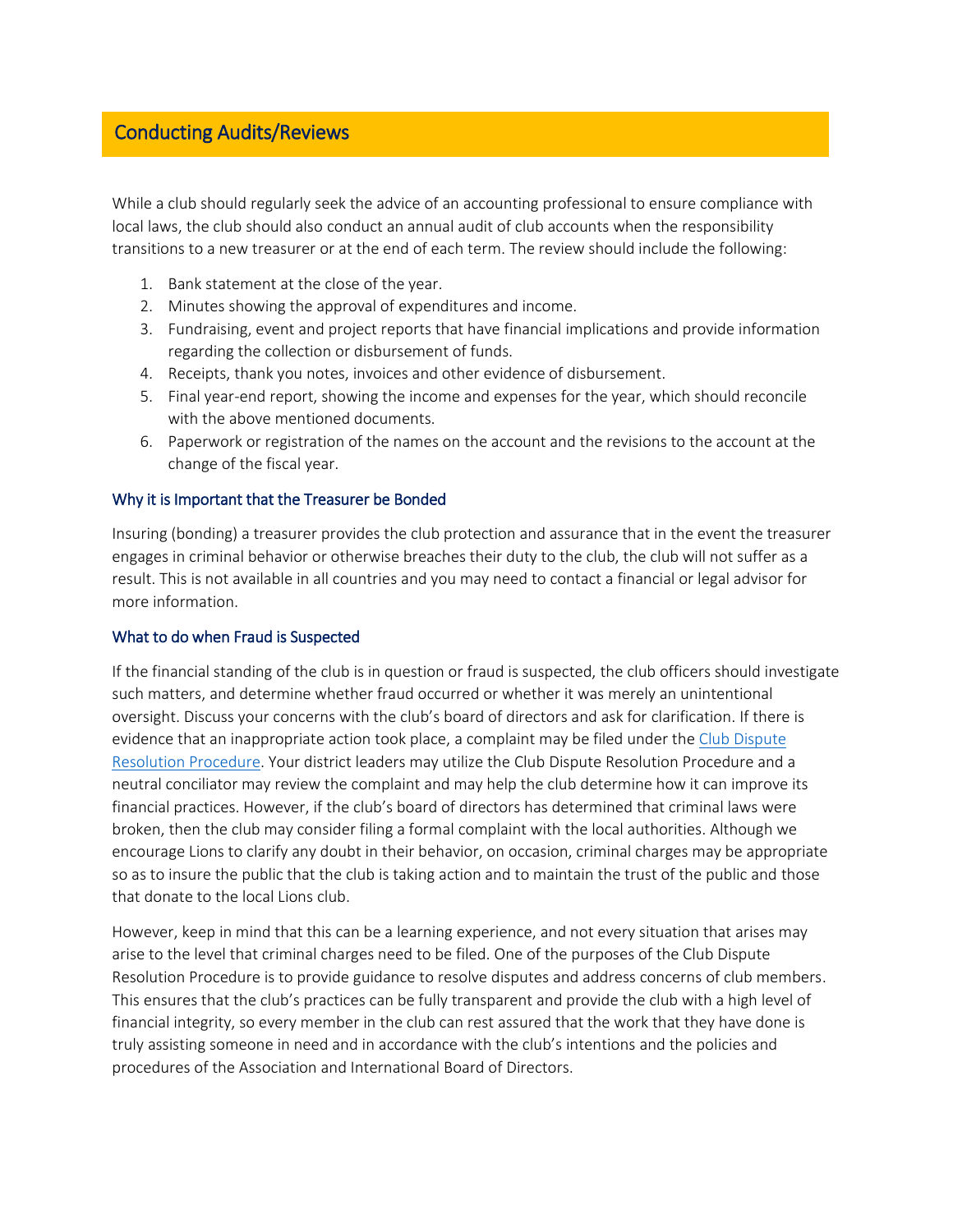## Conducting Audits/Reviews

While a club should regularly seek the advice of an accounting professional to ensure compliance with local laws, the club should also conduct an annual audit of club accounts when the responsibility transitions to a new treasurer or at the end of each term. The review should include the following:

1. Bank statement at the close of the year.
2. Minutes showing the approval of expenditures and income.
3. Fundraising, event and project reports that have financial implications and provide information regarding the collection or disbursement of funds.
4. Receipts, thank you notes, invoices and other evidence of disbursement.
5. Final year-end report, showing the income and expenses for the year, which should reconcile with the above mentioned documents.
6. Paperwork or registration of the names on the account and the revisions to the account at the change of the fiscal year.

### Why it is Important that the Treasurer be Bonded

Insuring (bonding) a treasurer provides the club protection and assurance that in the event the treasurer engages in criminal behavior or otherwise breaches their duty to the club, the club will not suffer as a result. This is not available in all countries and you may need to contact a financial or legal advisor for more information.

### What to do when Fraud is Suspected

If the financial standing of the club is in question or fraud is suspected, the club officers should investigate such matters, and determine whether fraud occurred or whether it was merely an unintentional oversight. Discuss your concerns with the club's board of directors and ask for clarification. If there is evidence that an inappropriate action took place, a complaint may be filed under the [Club Dispute Resolution Procedure](). Your district leaders may utilize the Club Dispute Resolution Procedure and a neutral conciliator may review the complaint and may help the club determine how it can improve its financial practices. However, if the club's board of directors has determined that criminal laws were broken, then the club may consider filing a formal complaint with the local authorities. Although we encourage Lions to clarify any doubt in their behavior, on occasion, criminal charges may be appropriate so as to insure the public that the club is taking action and to maintain the trust of the public and those that donate to the local Lions club.

However, keep in mind that this can be a learning experience, and not every situation that arises may arise to the level that criminal charges need to be filed. One of the purposes of the Club Dispute Resolution Procedure is to provide guidance to resolve disputes and address concerns of club members. This ensures that the club's practices can be fully transparent and provide the club with a high level of financial integrity, so every member in the club can rest assured that the work that they have done is truly assisting someone in need and in accordance with the club's intentions and the policies and procedures of the Association and International Board of Directors.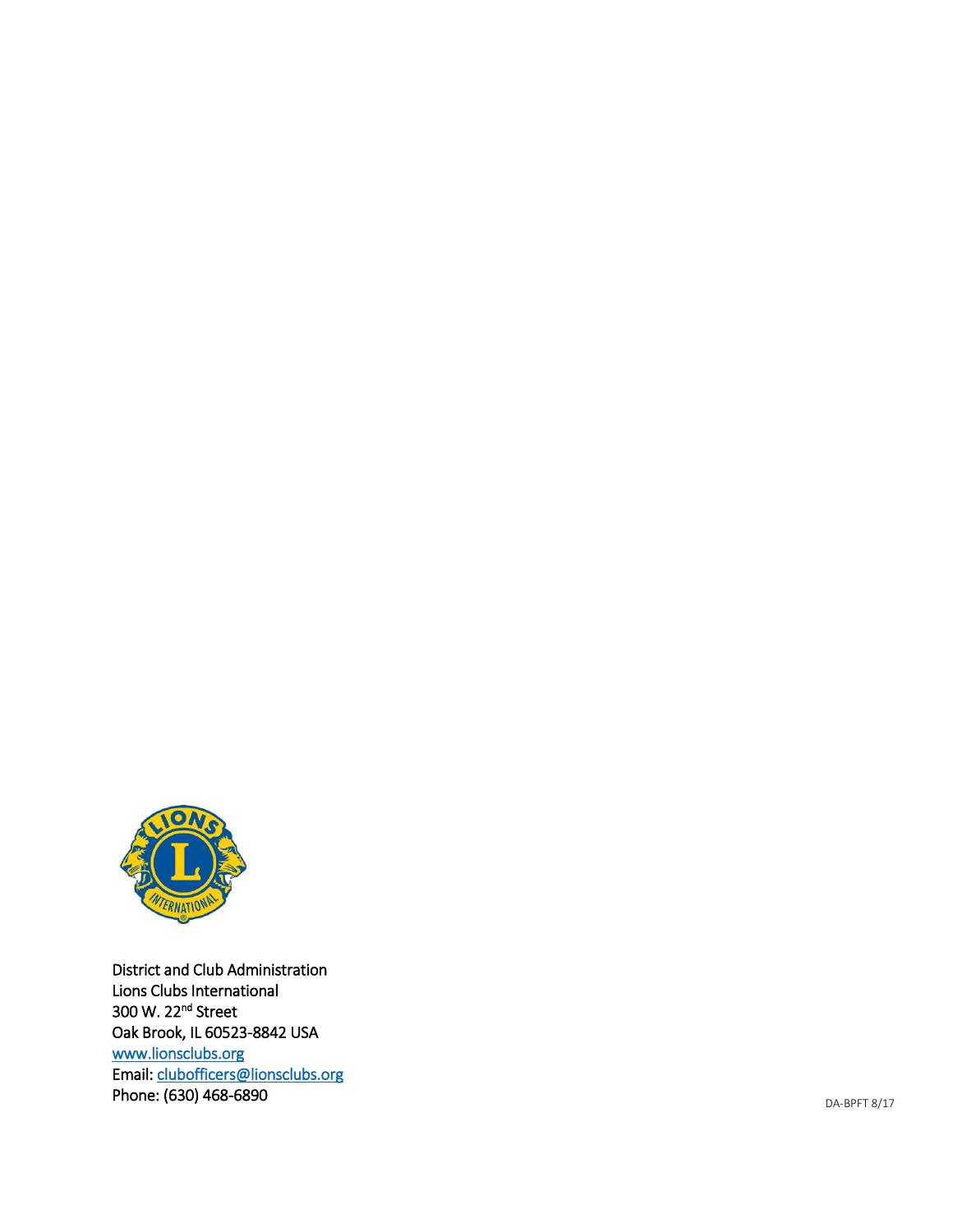District and Club Administration
Lions Clubs International
300 W. 22nd Street
Oak Brook, IL 60523-8842 USA
www.lionsclubs.org
Email: clubofficers@lionsclubs.org
Phone: (630) 468-6890

DA-BPFT 8/17